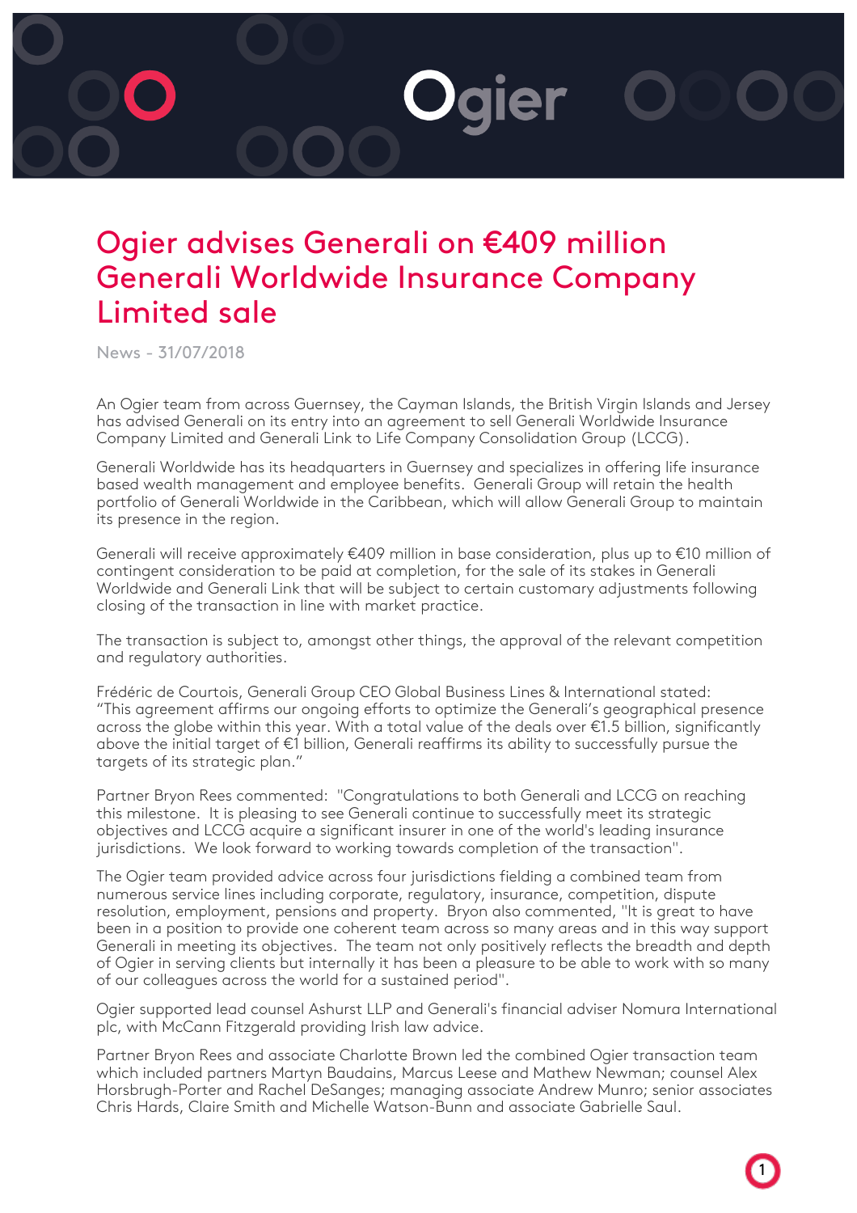# Ogier advises Generali on €409 million Generali Worldwide Insurance Company Limited sale

News - 31/07/2018

An Ogier team from across Guernsey, the Cayman Islands, the British Virgin Islands and Jersey has advised Generali on its entry into an agreement to sell Generali Worldwide Insurance Company Limited and Generali Link to Life Company Consolidation Group (LCCG).

Generali Worldwide has its headquarters in Guernsey and specializes in offering life insurance based wealth management and employee benefits. Generali Group will retain the health portfolio of Generali Worldwide in the Caribbean, which will allow Generali Group to maintain its presence in the region.

Generali will receive approximately €409 million in base consideration, plus up to €10 million of contingent consideration to be paid at completion, for the sale of its stakes in Generali Worldwide and Generali Link that will be subject to certain customary adjustments following closing of the transaction in line with market practice.

The transaction is subject to, amongst other things, the approval of the relevant competition and regulatory authorities.

Frédéric de Courtois, Generali Group CEO Global Business Lines & International stated: "This agreement affirms our ongoing efforts to optimize the Generali's geographical presence across the globe within this year. With a total value of the deals over €1.5 billion, significantly above the initial target of €1 billion, Generali reaffirms its ability to successfully pursue the targets of its strategic plan."

Partner Bryon Rees commented: "Congratulations to both Generali and LCCG on reaching this milestone. It is pleasing to see Generali continue to successfully meet its strategic objectives and LCCG acquire a significant insurer in one of the world's leading insurance jurisdictions. We look forward to working towards completion of the transaction".

The Ogier team provided advice across four jurisdictions fielding a combined team from numerous service lines including corporate, regulatory, insurance, competition, dispute resolution, employment, pensions and property. Bryon also commented, "It is great to have been in a position to provide one coherent team across so many areas and in this way support Generali in meeting its objectives. The team not only positively reflects the breadth and depth of Ogier in serving clients but internally it has been a pleasure to be able to work with so many of our colleagues across the world for a sustained period".

Ogier supported lead counsel Ashurst LLP and Generali's financial adviser Nomura International plc, with McCann Fitzgerald providing Irish law advice.

Partner Bryon Rees and associate Charlotte Brown led the combined Ogier transaction team which included partners Martyn Baudains, Marcus Leese and Mathew Newman; counsel Alex Horsbrugh-Porter and Rachel DeSanges; managing associate Andrew Munro; senior associates Chris Hards, Claire Smith and Michelle Watson-Bunn and associate Gabrielle Saul.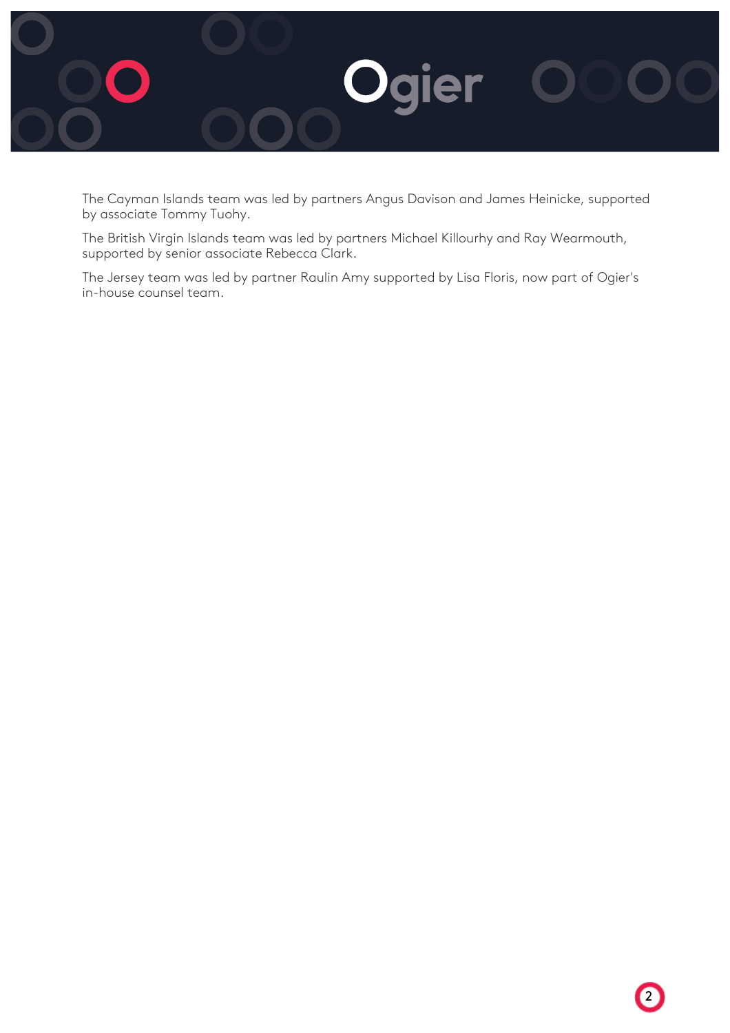The Cayman Islands team was led by partners Angus Davison and James Heinicke, supported by associate Tommy Tuohy.

The British Virgin Islands team was led by partners Michael Killourhy and Ray Wearmouth, supported by senior associate Rebecca Clark.

The Jersey team was led by partner Raulin Amy supported by Lisa Floris, now part of Ogier's in-house counsel team.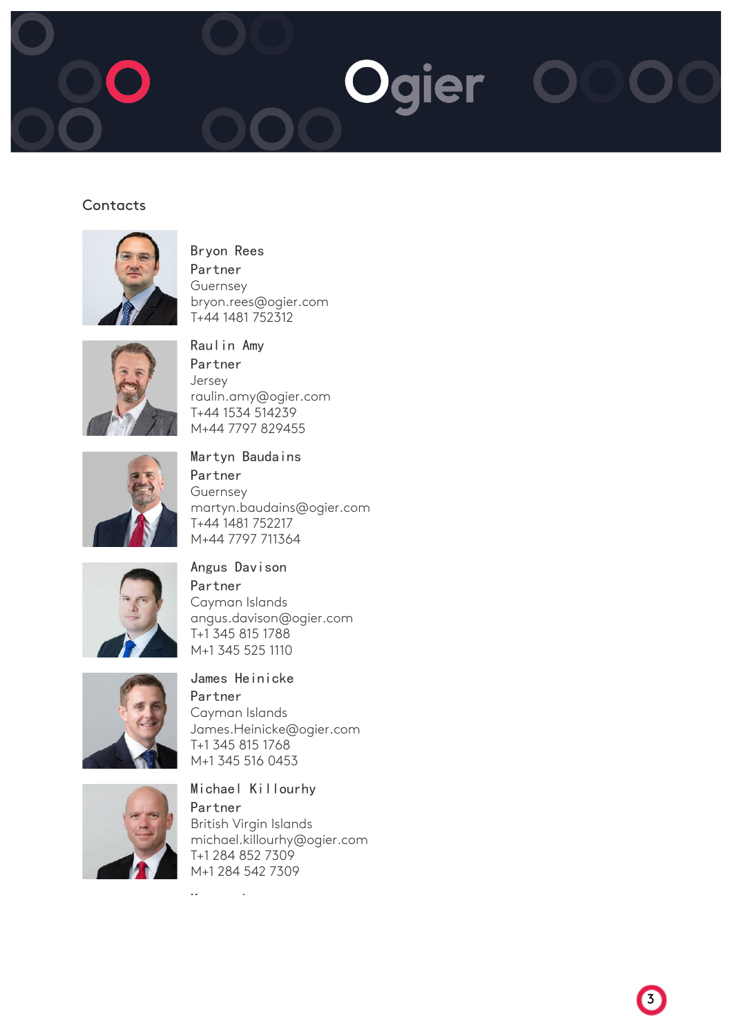## Contacts

**Bryon Rees**
Partner
Guernsey
bryon.rees@ogier.com
T+44 1481 752312

**Raulin Amy**
Partner
Jersey
raulin.amy@ogier.com
T+44 1534 514239
M+44 7797 829455

**Martyn Baudains**
Partner
Guernsey
martyn.baudains@ogier.com
T+44 1481 752217
M+44 7797 711364

**Angus Davison**
Partner
Cayman Islands
angus.davison@ogier.com
T+1 345 815 1788
M+1 345 525 1110

**James Heinicke**
Partner
Cayman Islands
James.Heinicke@ogier.com
T+1 345 815 1768
M+1 345 516 0453

**Michael Killourhy**
Partner
British Virgin Islands
michael.killourhy@ogier.com
T+1 284 852 7309
M+1 284 542 7309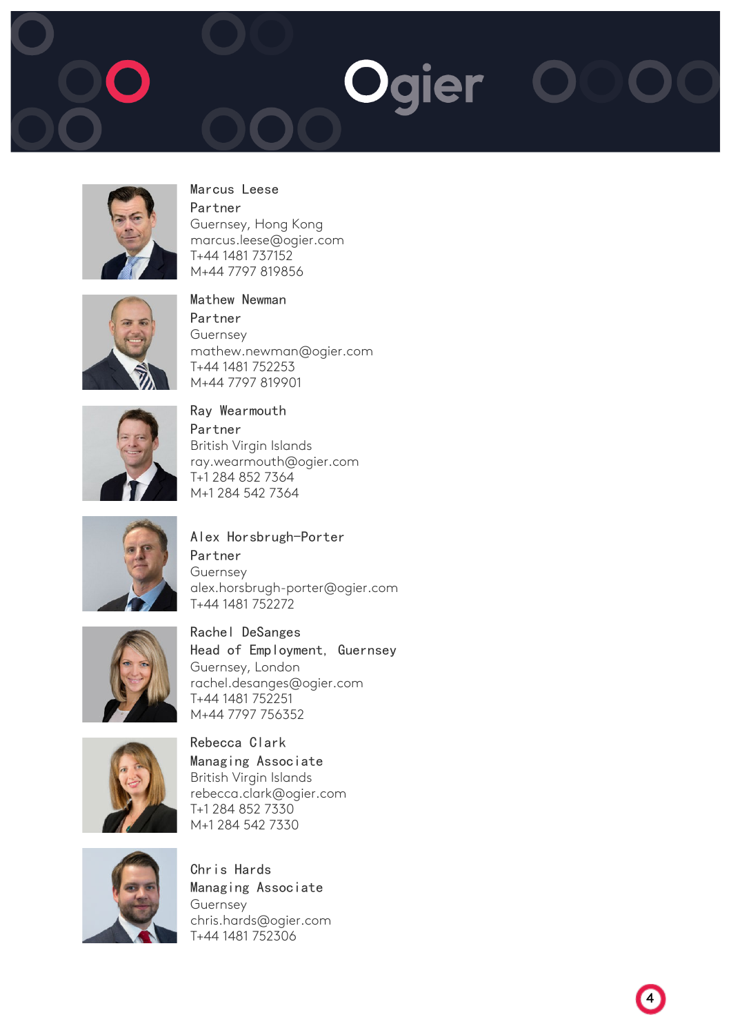**Marcus Leese**
Partner
Guernsey, Hong Kong
marcus.leese@ogier.com
T+44 1481 737152
M+44 7797 819856

**Mathew Newman**
Partner
Guernsey
mathew.newman@ogier.com
T+44 1481 752253
M+44 7797 819901

**Ray Wearmouth**
Partner
British Virgin Islands
ray.wearmouth@ogier.com
T+1 284 852 7364
M+1 284 542 7364

**Alex Horsbrugh-Porter**
Partner
Guernsey
alex.horsbrugh-porter@ogier.com
T+44 1481 752272

**Rachel DeSanges**
Head of Employment, Guernsey
Guernsey, London
rachel.desanges@ogier.com
T+44 1481 752251
M+44 7797 756352

**Rebecca Clark**
Managing Associate
British Virgin Islands
rebecca.clark@ogier.com
T+1 284 852 7330
M+1 284 542 7330

**Chris Hards**
Managing Associate
Guernsey
chris.hards@ogier.com
T+44 1481 752306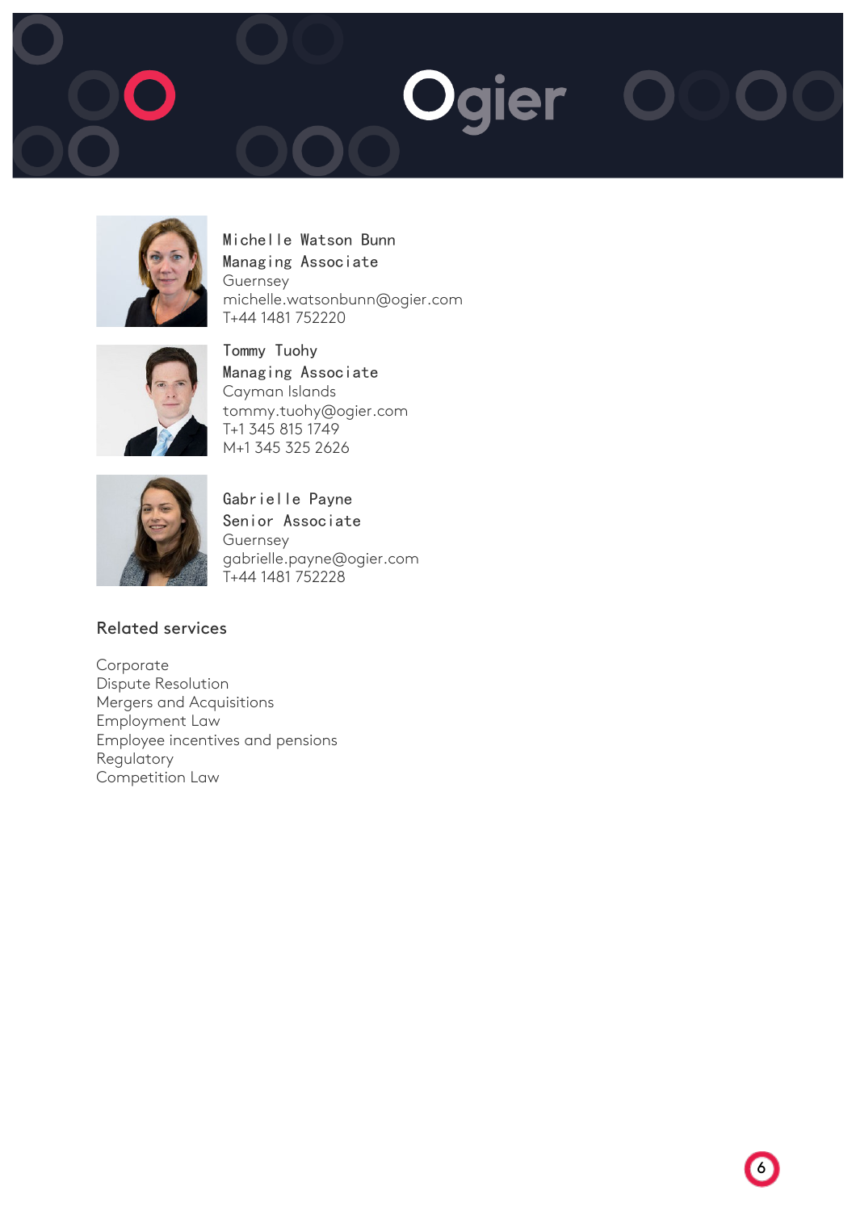Michelle Watson Bunn
Managing Associate
Guernsey
michelle.watsonbunn@ogier.com
T+44 1481 752220

Tommy Tuohy
Managing Associate
Cayman Islands
tommy.tuohy@ogier.com
T+1 345 815 1749
M+1 345 325 2626

Gabrielle Payne
Senior Associate
Guernsey
gabrielle.payne@ogier.com
T+44 1481 752228

## Related services

Corporate
Dispute Resolution
Mergers and Acquisitions
Employment Law
Employee incentives and pensions
Regulatory
Competition Law